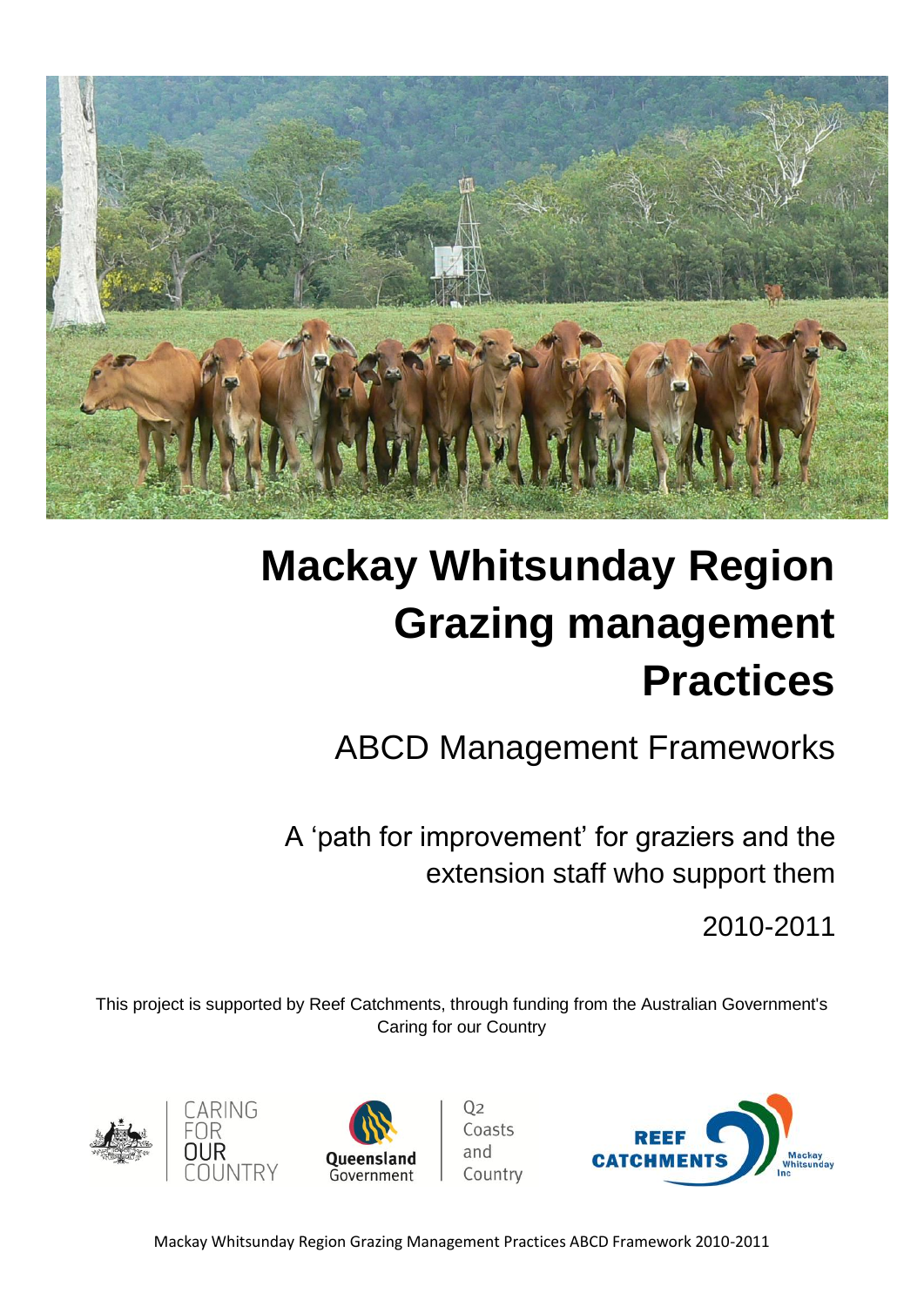# Mackay Whitsunday Region Grazing management Practices

## ABCD Management Frameworks

A 'path for improvement' for graziers and the extension staff who support them

2010-2011

This project is supported by Reef Catchments, through funding from the Australian Government's Caring for our Country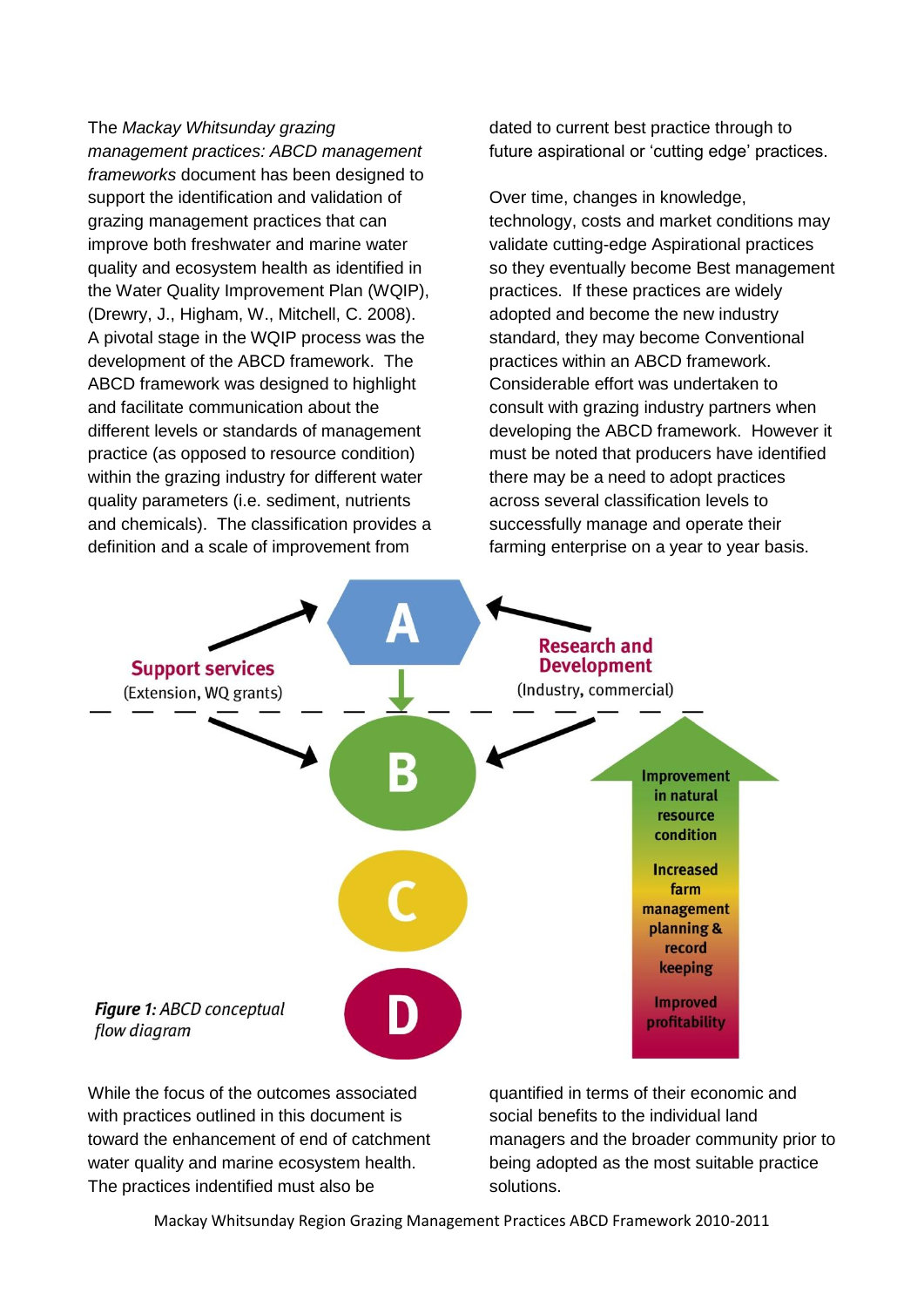The *Mackay Whitsunday grazing management practices: ABCD management frameworks* document has been designed to support the identification and validation of grazing management practices that can improve both freshwater and marine water quality and ecosystem health as identified in the Water Quality Improvement Plan (WQIP), (Drewry, J., Higham, W., Mitchell, C. 2008). A pivotal stage in the WQIP process was the development of the ABCD framework. The ABCD framework was designed to highlight and facilitate communication about the different levels or standards of management practice (as opposed to resource condition) within the grazing industry for different water quality parameters (i.e. sediment, nutrients and chemicals). The classification provides a definition and a scale of improvement from dated to current best practice through to future aspirational or 'cutting edge' practices.

Over time, changes in knowledge, technology, costs and market conditions may validate cutting-edge Aspirational practices so they eventually become Best management practices. If these practices are widely adopted and become the new industry standard, they may become Conventional practices within an ABCD framework. Considerable effort was undertaken to consult with grazing industry partners when developing the ABCD framework. However it must be noted that producers have identified there may be a need to adopt practices across several classification levels to successfully manage and operate their farming enterprise on a year to year basis.

A

B

C

D

**Support services**
(Extension, WQ grants)

**Research and Development**
(Industry, commercial)

**Improvement in natural resource condition**

**Increased farm management planning & record keeping**

**Improved profitability**

***Figure 1:*** *ABCD conceptual flow diagram*

While the focus of the outcomes associated with practices outlined in this document is toward the enhancement of end of catchment water quality and marine ecosystem health. The practices indentified must also be quantified in terms of their economic and social benefits to the individual land managers and the broader community prior to being adopted as the most suitable practice solutions.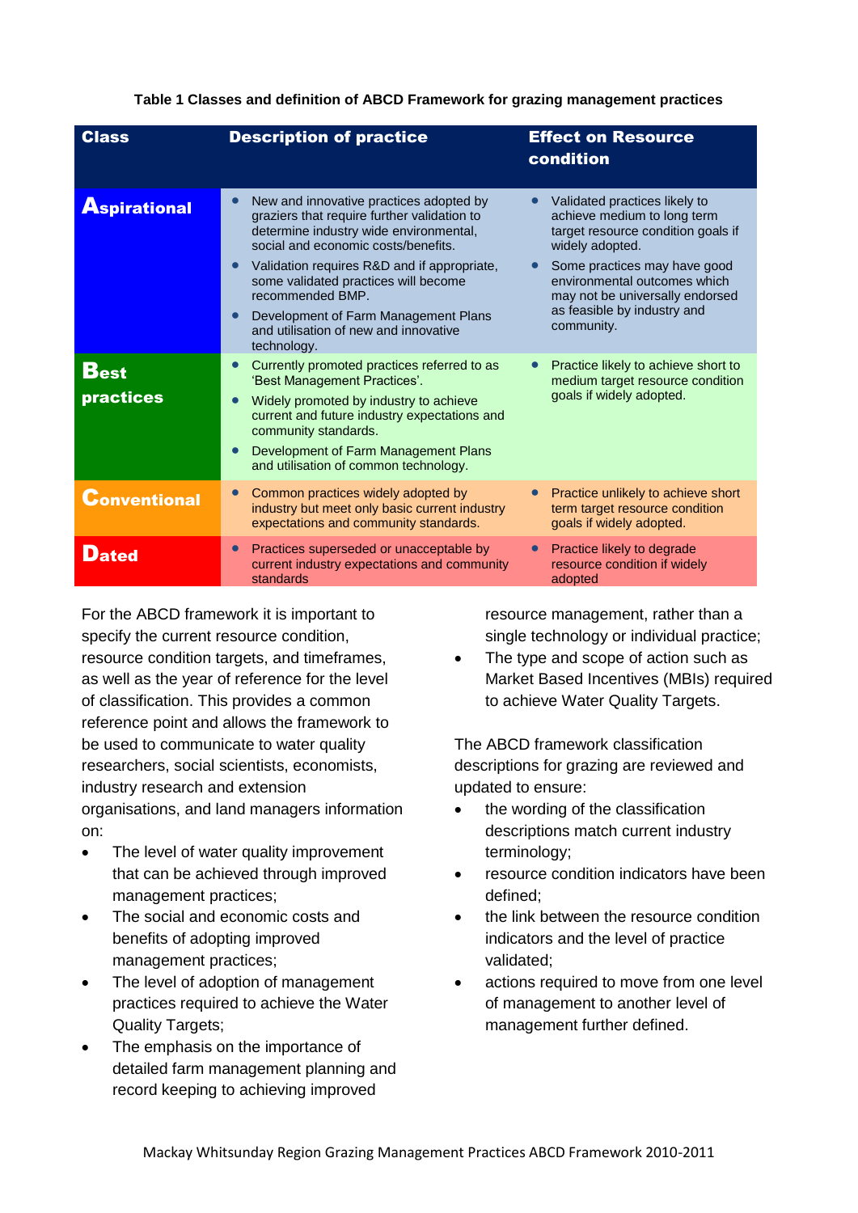**Table 1 Classes and definition of ABCD Framework for grazing management practices**

| Class | Description of practice | Effect on Resource condition |
|---|---|---|
| **Aspirational** | • New and innovative practices adopted by graziers that require further validation to determine industry wide environmental, social and economic costs/benefits.<br>• Validation requires R&D and if appropriate, some validated practices will become recommended BMP.<br>• Development of Farm Management Plans and utilisation of new and innovative technology. | • Validated practices likely to achieve medium to long term target resource condition goals if widely adopted.<br>• Some practices may have good environmental outcomes which may not be universally endorsed as feasible by industry and community. |
| **Best practices** | • Currently promoted practices referred to as 'Best Management Practices'.<br>• Widely promoted by industry to achieve current and future industry expectations and community standards.<br>• Development of Farm Management Plans and utilisation of common technology. | • Practice likely to achieve short to medium target resource condition goals if widely adopted. |
| **Conventional** | • Common practices widely adopted by industry but meet only basic current industry expectations and community standards. | • Practice unlikely to achieve short term target resource condition goals if widely adopted. |
| **Dated** | • Practices superseded or unacceptable by current industry expectations and community standards | • Practice likely to degrade resource condition if widely adopted |

For the ABCD framework it is important to specify the current resource condition, resource condition targets, and timeframes, as well as the year of reference for the level of classification. This provides a common reference point and allows the framework to be used to communicate to water quality researchers, social scientists, economists, industry research and extension organisations, and land managers information on:

- The level of water quality improvement that can be achieved through improved management practices;
- The social and economic costs and benefits of adopting improved management practices;
- The level of adoption of management practices required to achieve the Water Quality Targets;
- The emphasis on the importance of detailed farm management planning and record keeping to achieving improved resource management, rather than a single technology or individual practice;
- The type and scope of action such as Market Based Incentives (MBIs) required to achieve Water Quality Targets.

The ABCD framework classification descriptions for grazing are reviewed and updated to ensure:

- the wording of the classification descriptions match current industry terminology;
- resource condition indicators have been defined;
- the link between the resource condition indicators and the level of practice validated;
- actions required to move from one level of management to another level of management further defined.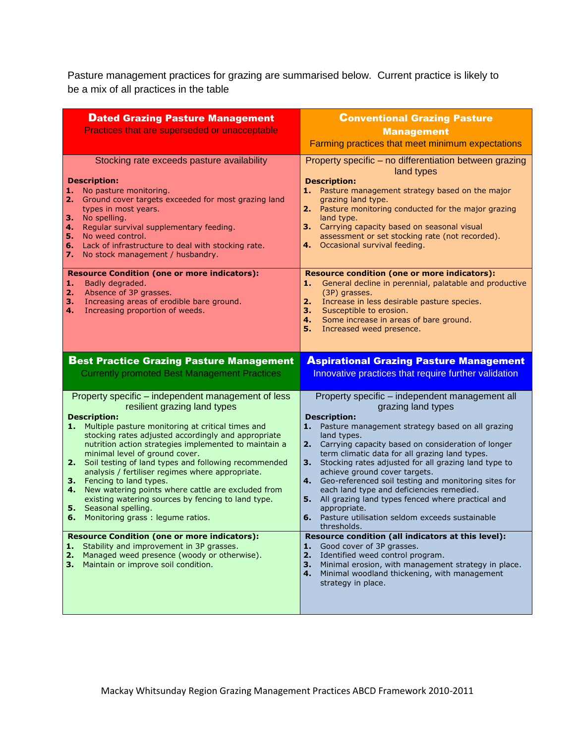Pasture management practices for grazing are summarised below. Current practice is likely to be a mix of all practices in the table

| **Dated Grazing Pasture Management**<br>Practices that are superseded or unacceptable | **Conventional Grazing Pasture Management**<br>Farming practices that meet minimum expectations |
|---|---|
| Stocking rate exceeds pasture availability<br><br>**Description:**<br>**1.** No pasture monitoring.<br>**2.** Ground cover targets exceeded for most grazing land types in most years.<br>**3.** No spelling.<br>**4.** Regular survival supplementary feeding.<br>**5.** No weed control.<br>**6.** Lack of infrastructure to deal with stocking rate.<br>**7.** No stock management / husbandry. | Property specific – no differentiation between grazing land types<br><br>**Description:**<br>**1.** Pasture management strategy based on the major grazing land type.<br>**2.** Pasture monitoring conducted for the major grazing land type.<br>**3.** Carrying capacity based on seasonal visual assessment or set stocking rate (not recorded).<br>**4.** Occasional survival feeding. |
| **Resource Condition (one or more indicators):**<br>**1.** Badly degraded.<br>**2.** Absence of 3P grasses.<br>**3.** Increasing areas of erodible bare ground.<br>**4.** Increasing proportion of weeds. | **Resource condition (one or more indicators):**<br>**1.** General decline in perennial, palatable and productive (3P) grasses.<br>**2.** Increase in less desirable pasture species.<br>**3.** Susceptible to erosion.<br>**4.** Some increase in areas of bare ground.<br>**5.** Increased weed presence. |
| **Best Practice Grazing Pasture Management**<br>Currently promoted Best Management Practices | **Aspirational Grazing Pasture Management**<br>Innovative practices that require further validation |
| Property specific – independent management of less resilient grazing land types<br><br>**Description:**<br>**1.** Multiple pasture monitoring at critical times and stocking rates adjusted accordingly and appropriate nutrition action strategies implemented to maintain a minimal level of ground cover.<br>**2.** Soil testing of land types and following recommended analysis / fertiliser regimes where appropriate.<br>**3.** Fencing to land types.<br>**4.** New watering points where cattle are excluded from existing watering sources by fencing to land type.<br>**5.** Seasonal spelling.<br>**6.** Monitoring grass : legume ratios. | Property specific – independent management all grazing land types<br><br>**Description:**<br>**1.** Pasture management strategy based on all grazing land types.<br>**2.** Carrying capacity based on consideration of longer term climatic data for all grazing land types.<br>**3.** Stocking rates adjusted for all grazing land type to achieve ground cover targets.<br>**4.** Geo-referenced soil testing and monitoring sites for each land type and deficiencies remedied.<br>**5.** All grazing land types fenced where practical and appropriate.<br>**6.** Pasture utilisation seldom exceeds sustainable thresholds. |
| **Resource Condition (one or more indicators):**<br>**1.** Stability and improvement in 3P grasses.<br>**2.** Managed weed presence (woody or otherwise).<br>**3.** Maintain or improve soil condition. | **Resource condition (all indicators at this level):**<br>**1.** Good cover of 3P grasses.<br>**2.** Identified weed control program.<br>**3.** Minimal erosion, with management strategy in place.<br>**4.** Minimal woodland thickening, with management strategy in place. |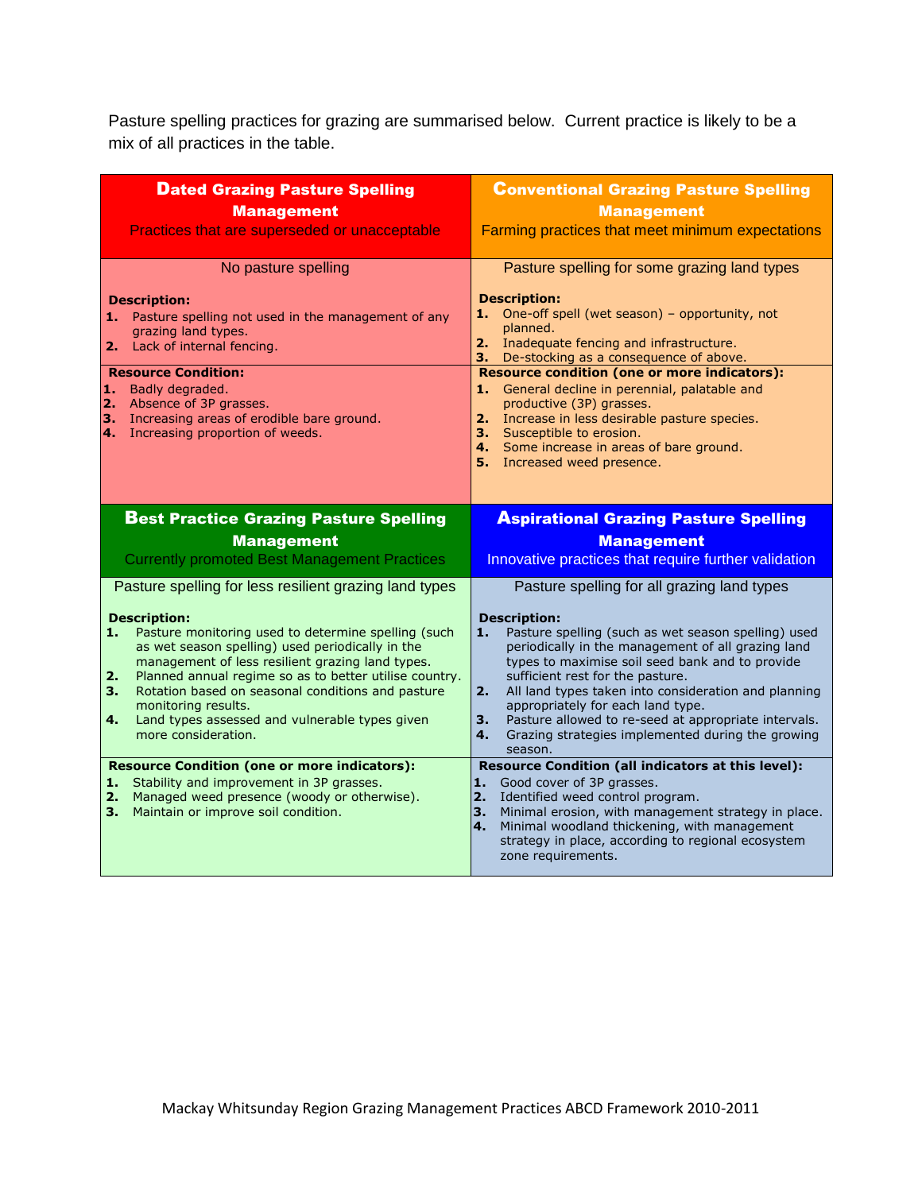Pasture spelling practices for grazing are summarised below. Current practice is likely to be a mix of all practices in the table.

| **Dated Grazing Pasture Spelling Management**<br>Practices that are superseded or unacceptable | **Conventional Grazing Pasture Spelling Management**<br>Farming practices that meet minimum expectations |
|---|---|
| No pasture spelling<br><br>**Description:**<br>**1.** Pasture spelling not used in the management of any grazing land types.<br>**2.** Lack of internal fencing. | Pasture spelling for some grazing land types<br><br>**Description:**<br>**1.** One-off spell (wet season) – opportunity, not planned.<br>**2.** Inadequate fencing and infrastructure.<br>**3.** De-stocking as a consequence of above. |
| **Resource Condition:**<br>**1.** Badly degraded.<br>**2.** Absence of 3P grasses.<br>**3.** Increasing areas of erodible bare ground.<br>**4.** Increasing proportion of weeds. | **Resource condition (one or more indicators):**<br>**1.** General decline in perennial, palatable and productive (3P) grasses.<br>**2.** Increase in less desirable pasture species.<br>**3.** Susceptible to erosion.<br>**4.** Some increase in areas of bare ground.<br>**5.** Increased weed presence. |
| **Best Practice Grazing Pasture Spelling Management**<br>Currently promoted Best Management Practices | **Aspirational Grazing Pasture Spelling Management**<br>Innovative practices that require further validation |
| Pasture spelling for less resilient grazing land types<br><br>**Description:**<br>**1.** Pasture monitoring used to determine spelling (such as wet season spelling) used periodically in the management of less resilient grazing land types.<br>**2.** Planned annual regime so as to better utilise country.<br>**3.** Rotation based on seasonal conditions and pasture monitoring results.<br>**4.** Land types assessed and vulnerable types given more consideration. | Pasture spelling for all grazing land types<br><br>**Description:**<br>**1.** Pasture spelling (such as wet season spelling) used periodically in the management of all grazing land types to maximise soil seed bank and to provide sufficient rest for the pasture.<br>**2.** All land types taken into consideration and planning appropriately for each land type.<br>**3.** Pasture allowed to re-seed at appropriate intervals.<br>**4.** Grazing strategies implemented during the growing season. |
| **Resource Condition (one or more indicators):**<br>**1.** Stability and improvement in 3P grasses.<br>**2.** Managed weed presence (woody or otherwise).<br>**3.** Maintain or improve soil condition. | **Resource Condition (all indicators at this level):**<br>**1.** Good cover of 3P grasses.<br>**2.** Identified weed control program.<br>**3.** Minimal erosion, with management strategy in place.<br>**4.** Minimal woodland thickening, with management strategy in place, according to regional ecosystem zone requirements. |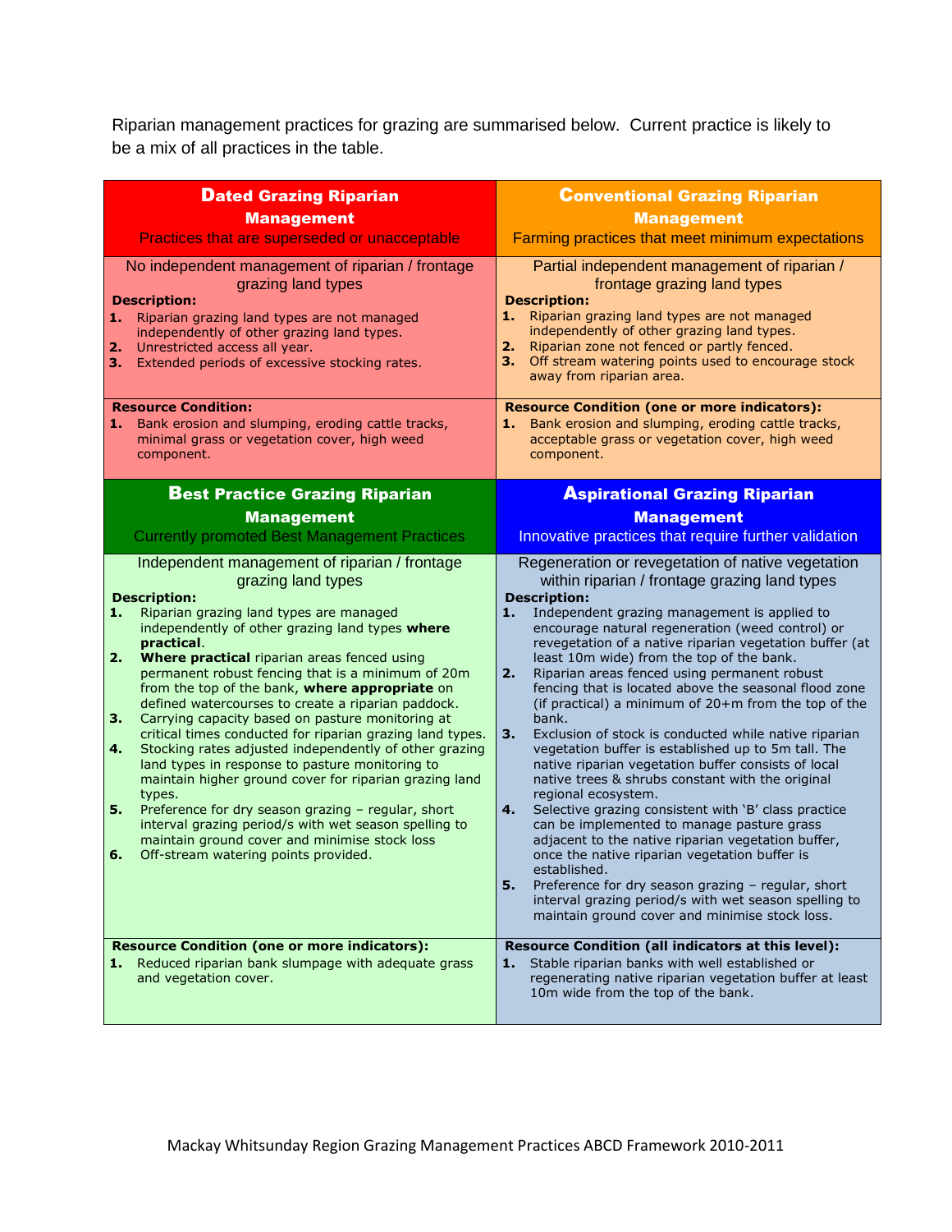Riparian management practices for grazing are summarised below. Current practice is likely to be a mix of all practices in the table.

| **Dated Grazing Riparian Management**<br>Practices that are superseded or unacceptable | **Conventional Grazing Riparian Management**<br>Farming practices that meet minimum expectations |
|---|---|
| No independent management of riparian / frontage grazing land types<br>**Description:**<br>**1.** Riparian grazing land types are not managed independently of other grazing land types.<br>**2.** Unrestricted access all year.<br>**3.** Extended periods of excessive stocking rates. | Partial independent management of riparian / frontage grazing land types<br>**Description:**<br>**1.** Riparian grazing land types are not managed independently of other grazing land types.<br>**2.** Riparian zone not fenced or partly fenced.<br>**3.** Off stream watering points used to encourage stock away from riparian area. |
| **Resource Condition:**<br>**1.** Bank erosion and slumping, eroding cattle tracks, minimal grass or vegetation cover, high weed component. | **Resource Condition (one or more indicators):**<br>**1.** Bank erosion and slumping, eroding cattle tracks, acceptable grass or vegetation cover, high weed component. |
| **Best Practice Grazing Riparian Management**<br>Currently promoted Best Management Practices | **Aspirational Grazing Riparian Management**<br>Innovative practices that require further validation |
| Independent management of riparian / frontage grazing land types<br>**Description:**<br>**1.** Riparian grazing land types are managed independently of other grazing land types **where practical**.<br>**2.** **Where practical** riparian areas fenced using permanent robust fencing that is a minimum of 20m from the top of the bank, **where appropriate** on defined watercourses to create a riparian paddock.<br>**3.** Carrying capacity based on pasture monitoring at critical times conducted for riparian grazing land types.<br>**4.** Stocking rates adjusted independently of other grazing land types in response to pasture monitoring to maintain higher ground cover for riparian grazing land types.<br>**5.** Preference for dry season grazing – regular, short interval grazing period/s with wet season spelling to maintain ground cover and minimise stock loss<br>**6.** Off-stream watering points provided. | Regeneration or revegetation of native vegetation within riparian / frontage grazing land types<br>**Description:**<br>**1.** Independent grazing management is applied to encourage natural regeneration (weed control) or revegetation of a native riparian vegetation buffer (at least 10m wide) from the top of the bank.<br>**2.** Riparian areas fenced using permanent robust fencing that is located above the seasonal flood zone (if practical) a minimum of 20+m from the top of the bank.<br>**3.** Exclusion of stock is conducted while native riparian vegetation buffer is established up to 5m tall. The native riparian vegetation buffer consists of local native trees & shrubs constant with the original regional ecosystem.<br>**4.** Selective grazing consistent with 'B' class practice can be implemented to manage pasture grass adjacent to the native riparian vegetation buffer, once the native riparian vegetation buffer is established.<br>**5.** Preference for dry season grazing – regular, short interval grazing period/s with wet season spelling to maintain ground cover and minimise stock loss. |
| **Resource Condition (one or more indicators):**<br>**1.** Reduced riparian bank slumpage with adequate grass and vegetation cover. | **Resource Condition (all indicators at this level):**<br>**1.** Stable riparian banks with well established or regenerating native riparian vegetation buffer at least 10m wide from the top of the bank. |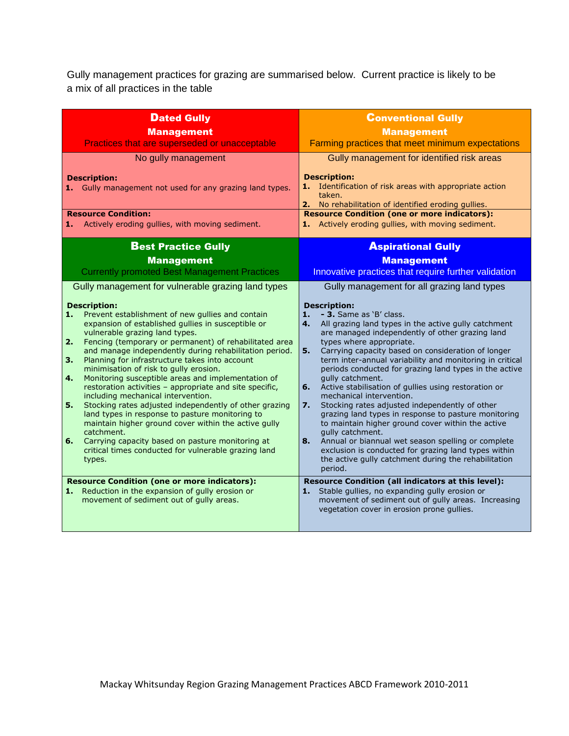Gully management practices for grazing are summarised below. Current practice is likely to be a mix of all practices in the table

| **Dated Gully Management**<br>Practices that are superseded or unacceptable | **Conventional Gully Management**<br>Farming practices that meet minimum expectations |
|---|---|
| No gully management<br><br>**Description:**<br>**1.** Gully management not used for any grazing land types. | Gully management for identified risk areas<br><br>**Description:**<br>**1.** Identification of risk areas with appropriate action taken.<br>**2.** No rehabilitation of identified eroding gullies. |
| **Resource Condition:**<br>**1.** Actively eroding gullies, with moving sediment. | **Resource Condition (one or more indicators):**<br>**1.** Actively eroding gullies, with moving sediment. |
| **Best Practice Gully Management**<br>Currently promoted Best Management Practices | **Aspirational Gully Management**<br>Innovative practices that require further validation |
| Gully management for vulnerable grazing land types<br><br>**Description:**<br>**1.** Prevent establishment of new gullies and contain expansion of established gullies in susceptible or vulnerable grazing land types.<br>**2.** Fencing (temporary or permanent) of rehabilitated area and manage independently during rehabilitation period.<br>**3.** Planning for infrastructure takes into account minimisation of risk to gully erosion.<br>**4.** Monitoring susceptible areas and implementation of restoration activities – appropriate and site specific, including mechanical intervention.<br>**5.** Stocking rates adjusted independently of other grazing land types in response to pasture monitoring to maintain higher ground cover within the active gully catchment.<br>**6.** Carrying capacity based on pasture monitoring at critical times conducted for vulnerable grazing land types. | Gully management for all grazing land types<br><br>**Description:**<br>**1. - 3.** Same as 'B' class.<br>**4.** All grazing land types in the active gully catchment are managed independently of other grazing land types where appropriate.<br>**5.** Carrying capacity based on consideration of longer term inter-annual variability and monitoring in critical periods conducted for grazing land types in the active gully catchment.<br>**6.** Active stabilisation of gullies using restoration or mechanical intervention.<br>**7.** Stocking rates adjusted independently of other grazing land types in response to pasture monitoring to maintain higher ground cover within the active gully catchment.<br>**8.** Annual or biannual wet season spelling or complete exclusion is conducted for grazing land types within the active gully catchment during the rehabilitation period. |
| **Resource Condition (one or more indicators):**<br>**1.** Reduction in the expansion of gully erosion or movement of sediment out of gully areas. | **Resource Condition (all indicators at this level):**<br>**1.** Stable gullies, no expanding gully erosion or movement of sediment out of gully areas. Increasing vegetation cover in erosion prone gullies. |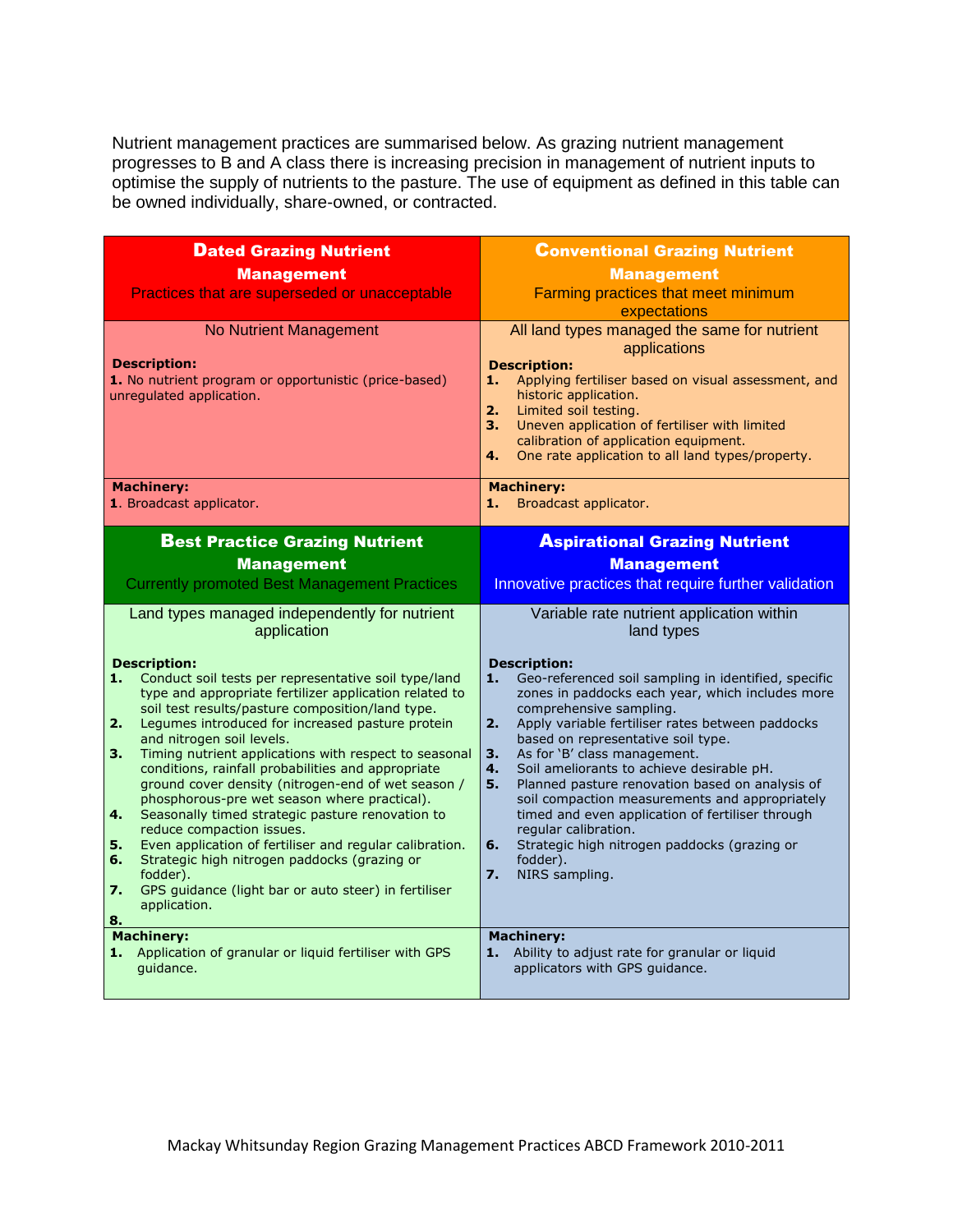Nutrient management practices are summarised below. As grazing nutrient management progresses to B and A class there is increasing precision in management of nutrient inputs to optimise the supply of nutrients to the pasture. The use of equipment as defined in this table can be owned individually, share-owned, or contracted.

| **Dated Grazing Nutrient Management**<br>Practices that are superseded or unacceptable | **Conventional Grazing Nutrient Management**<br>Farming practices that meet minimum expectations |
|---|---|
| No Nutrient Management<br><br>**Description:**<br>**1.** No nutrient program or opportunistic (price-based) unregulated application. | All land types managed the same for nutrient applications<br><br>**Description:**<br>**1.** Applying fertiliser based on visual assessment, and historic application.<br>**2.** Limited soil testing.<br>**3.** Uneven application of fertiliser with limited calibration of application equipment.<br>**4.** One rate application to all land types/property. |
| **Machinery:**<br>**1**. Broadcast applicator. | **Machinery:**<br>**1.** Broadcast applicator. |
| **Best Practice Grazing Nutrient Management**<br>Currently promoted Best Management Practices | **Aspirational Grazing Nutrient Management**<br>Innovative practices that require further validation |
| Land types managed independently for nutrient application<br><br>**Description:**<br>**1.** Conduct soil tests per representative soil type/land type and appropriate fertilizer application related to soil test results/pasture composition/land type.<br>**2.** Legumes introduced for increased pasture protein and nitrogen soil levels.<br>**3.** Timing nutrient applications with respect to seasonal conditions, rainfall probabilities and appropriate ground cover density (nitrogen-end of wet season / phosphorous-pre wet season where practical).<br>**4.** Seasonally timed strategic pasture renovation to reduce compaction issues.<br>**5.** Even application of fertiliser and regular calibration.<br>**6.** Strategic high nitrogen paddocks (grazing or fodder).<br>**7.** GPS guidance (light bar or auto steer) in fertiliser application.<br>**8.** | Variable rate nutrient application within land types<br><br>**Description:**<br>**1.** Geo-referenced soil sampling in identified, specific zones in paddocks each year, which includes more comprehensive sampling.<br>**2.** Apply variable fertiliser rates between paddocks based on representative soil type.<br>**3.** As for 'B' class management.<br>**4.** Soil ameliorants to achieve desirable pH.<br>**5.** Planned pasture renovation based on analysis of soil compaction measurements and appropriately timed and even application of fertiliser through regular calibration.<br>**6.** Strategic high nitrogen paddocks (grazing or fodder).<br>**7.** NIRS sampling. |
| **Machinery:**<br>**1.** Application of granular or liquid fertiliser with GPS guidance. | **Machinery:**<br>**1.** Ability to adjust rate for granular or liquid applicators with GPS guidance. |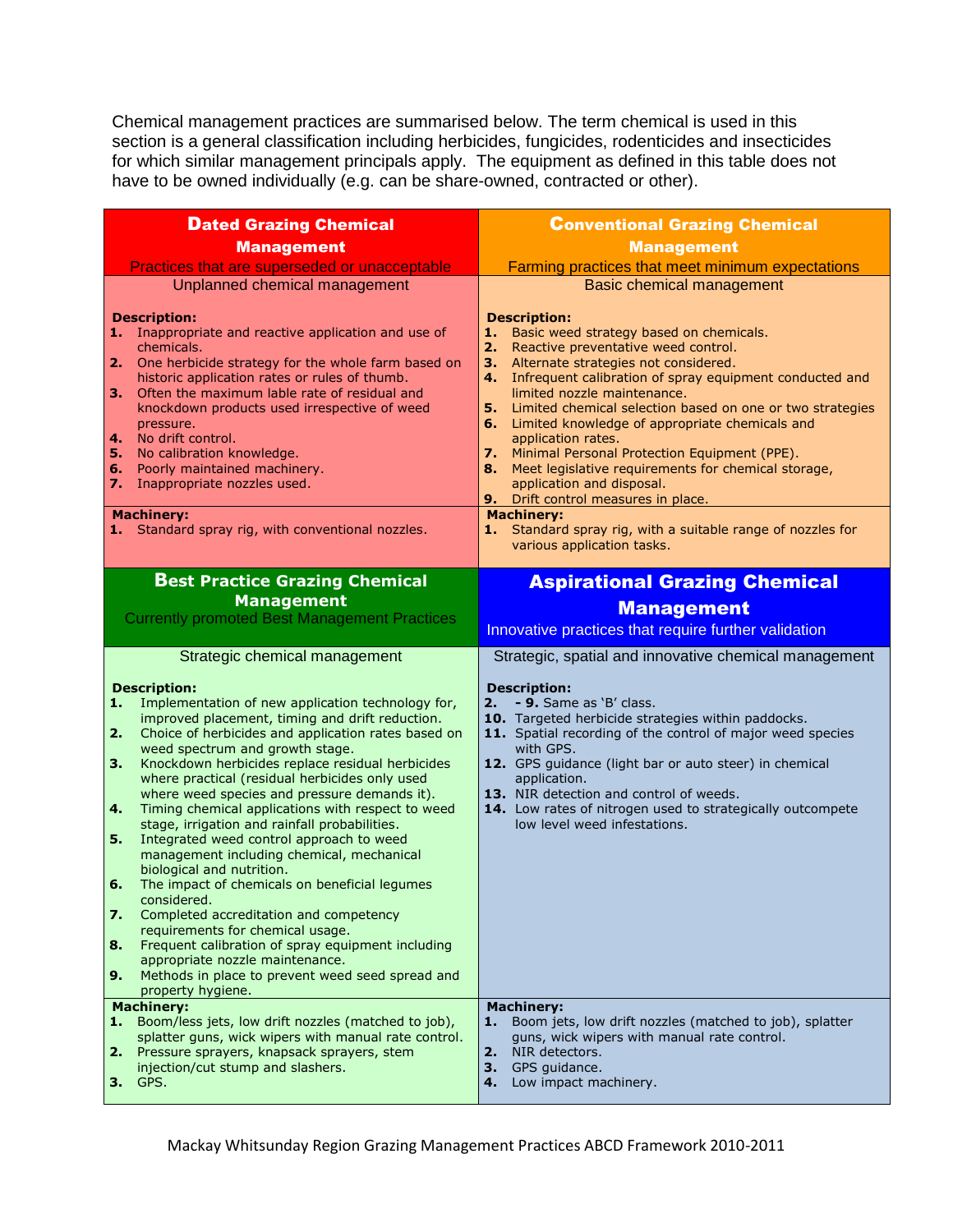Chemical management practices are summarised below. The term chemical is used in this section is a general classification including herbicides, fungicides, rodenticides and insecticides for which similar management principals apply. The equipment as defined in this table does not have to be owned individually (e.g. can be share-owned, contracted or other).

| Dated Grazing Chemical Management<br>Practices that are superseded or unacceptable | Conventional Grazing Chemical Management<br>Farming practices that meet minimum expectations |
|---|---|
| Unplanned chemical management<br><br>**Description:**<br>**1.** Inappropriate and reactive application and use of chemicals.<br>**2.** One herbicide strategy for the whole farm based on historic application rates or rules of thumb.<br>**3.** Often the maximum lable rate of residual and knockdown products used irrespective of weed pressure.<br>**4.** No drift control.<br>**5.** No calibration knowledge.<br>**6.** Poorly maintained machinery.<br>**7.** Inappropriate nozzles used. | Basic chemical management<br><br>**Description:**<br>**1.** Basic weed strategy based on chemicals.<br>**2.** Reactive preventative weed control.<br>**3.** Alternate strategies not considered.<br>**4.** Infrequent calibration of spray equipment conducted and limited nozzle maintenance.<br>**5.** Limited chemical selection based on one or two strategies<br>**6.** Limited knowledge of appropriate chemicals and application rates.<br>**7.** Minimal Personal Protection Equipment (PPE).<br>**8.** Meet legislative requirements for chemical storage, application and disposal.<br>**9.** Drift control measures in place. |
| **Machinery:**<br>**1.** Standard spray rig, with conventional nozzles. | **Machinery:**<br>**1.** Standard spray rig, with a suitable range of nozzles for various application tasks. |
| **Best Practice Grazing Chemical Management**<br>Currently promoted Best Management Practices | **Aspirational Grazing Chemical Management**<br>Innovative practices that require further validation |
| Strategic chemical management<br><br>**Description:**<br>**1.** Implementation of new application technology for, improved placement, timing and drift reduction.<br>**2.** Choice of herbicides and application rates based on weed spectrum and growth stage.<br>**3.** Knockdown herbicides replace residual herbicides where practical (residual herbicides only used where weed species and pressure demands it).<br>**4.** Timing chemical applications with respect to weed stage, irrigation and rainfall probabilities.<br>**5.** Integrated weed control approach to weed management including chemical, mechanical biological and nutrition.<br>**6.** The impact of chemicals on beneficial legumes considered.<br>**7.** Completed accreditation and competency requirements for chemical usage.<br>**8.** Frequent calibration of spray equipment including appropriate nozzle maintenance.<br>**9.** Methods in place to prevent weed seed spread and property hygiene. | Strategic, spatial and innovative chemical management<br><br>**Description:**<br>**2. - 9.** Same as 'B' class.<br>**10.** Targeted herbicide strategies within paddocks.<br>**11.** Spatial recording of the control of major weed species with GPS.<br>**12.** GPS guidance (light bar or auto steer) in chemical application.<br>**13.** NIR detection and control of weeds.<br>**14.** Low rates of nitrogen used to strategically outcompete low level weed infestations. |
| **Machinery:**<br>**1.** Boom/less jets, low drift nozzles (matched to job), splatter guns, wick wipers with manual rate control.<br>**2.** Pressure sprayers, knapsack sprayers, stem injection/cut stump and slashers.<br>**3.** GPS. | **Machinery:**<br>**1.** Boom jets, low drift nozzles (matched to job), splatter guns, wick wipers with manual rate control.<br>**2.** NIR detectors.<br>**3.** GPS guidance.<br>**4.** Low impact machinery. |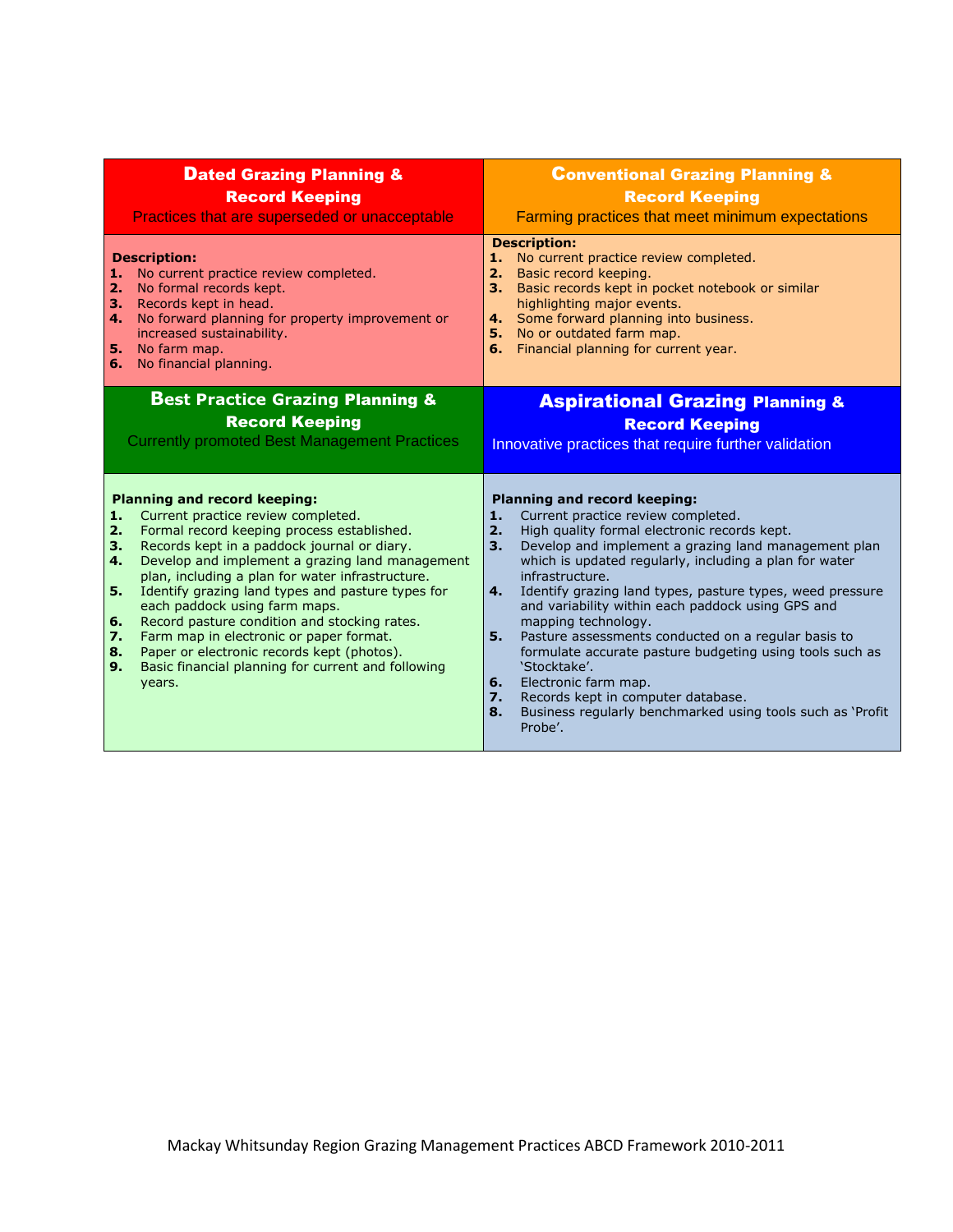| **Dated Grazing Planning & Record Keeping**<br>Practices that are superseded or unacceptable | **Conventional Grazing Planning & Record Keeping**<br>Farming practices that meet minimum expectations |
|---|---|
| **Description:**<br>**1.** No current practice review completed.<br>**2.** No formal records kept.<br>**3.** Records kept in head.<br>**4.** No forward planning for property improvement or increased sustainability.<br>**5.** No farm map.<br>**6.** No financial planning. | **Description:**<br>**1.** No current practice review completed.<br>**2.** Basic record keeping.<br>**3.** Basic records kept in pocket notebook or similar highlighting major events.<br>**4.** Some forward planning into business.<br>**5.** No or outdated farm map.<br>**6.** Financial planning for current year. |
| **Best Practice Grazing Planning & Record Keeping**<br>Currently promoted Best Management Practices | **Aspirational Grazing Planning & Record Keeping**<br>Innovative practices that require further validation |
| **Planning and record keeping:**<br>**1.** Current practice review completed.<br>**2.** Formal record keeping process established.<br>**3.** Records kept in a paddock journal or diary.<br>**4.** Develop and implement a grazing land management plan, including a plan for water infrastructure.<br>**5.** Identify grazing land types and pasture types for each paddock using farm maps.<br>**6.** Record pasture condition and stocking rates.<br>**7.** Farm map in electronic or paper format.<br>**8.** Paper or electronic records kept (photos).<br>**9.** Basic financial planning for current and following years. | **Planning and record keeping:**<br>**1.** Current practice review completed.<br>**2.** High quality formal electronic records kept.<br>**3.** Develop and implement a grazing land management plan which is updated regularly, including a plan for water infrastructure.<br>**4.** Identify grazing land types, pasture types, weed pressure and variability within each paddock using GPS and mapping technology.<br>**5.** Pasture assessments conducted on a regular basis to formulate accurate pasture budgeting using tools such as 'Stocktake'.<br>**6.** Electronic farm map.<br>**7.** Records kept in computer database.<br>**8.** Business regularly benchmarked using tools such as 'Profit Probe'. |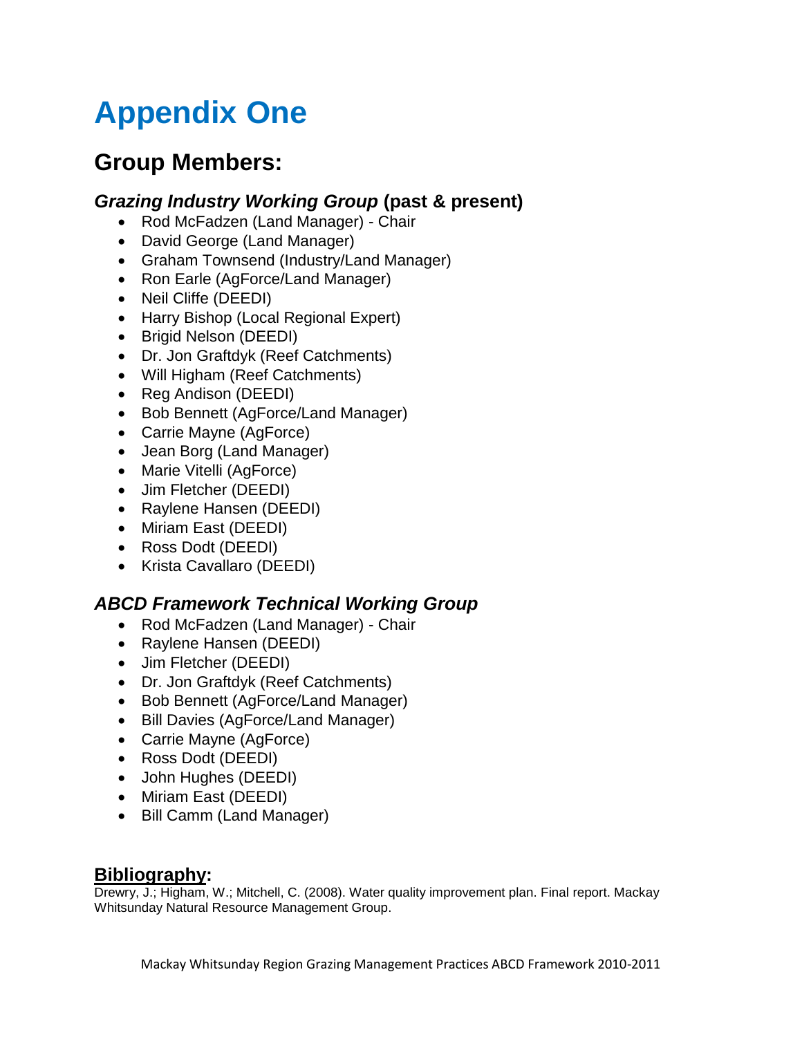# Appendix One

## Group Members:

### *Grazing Industry Working Group* (past & present)

- Rod McFadzen (Land Manager) - Chair
- David George (Land Manager)
- Graham Townsend (Industry/Land Manager)
- Ron Earle (AgForce/Land Manager)
- Neil Cliffe (DEEDI)
- Harry Bishop (Local Regional Expert)
- Brigid Nelson (DEEDI)
- Dr. Jon Graftdyk (Reef Catchments)
- Will Higham (Reef Catchments)
- Reg Andison (DEEDI)
- Bob Bennett (AgForce/Land Manager)
- Carrie Mayne (AgForce)
- Jean Borg (Land Manager)
- Marie Vitelli (AgForce)
- Jim Fletcher (DEEDI)
- Raylene Hansen (DEEDI)
- Miriam East (DEEDI)
- Ross Dodt (DEEDI)
- Krista Cavallaro (DEEDI)

### *ABCD Framework Technical Working Group*

- Rod McFadzen (Land Manager) - Chair
- Raylene Hansen (DEEDI)
- Jim Fletcher (DEEDI)
- Dr. Jon Graftdyk (Reef Catchments)
- Bob Bennett (AgForce/Land Manager)
- Bill Davies (AgForce/Land Manager)
- Carrie Mayne (AgForce)
- Ross Dodt (DEEDI)
- John Hughes (DEEDI)
- Miriam East (DEEDI)
- Bill Camm (Land Manager)

**Bibliography:**

Drewry, J.; Higham, W.; Mitchell, C. (2008). Water quality improvement plan. Final report. Mackay Whitsunday Natural Resource Management Group.